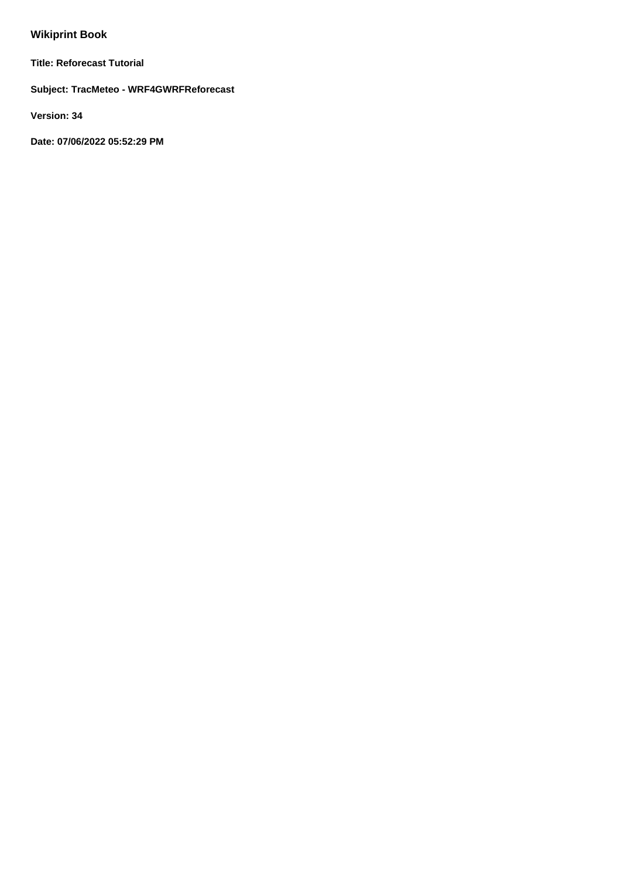# Wikiprint Book

**Title: Reforecast Tutorial**

**Subject: TracMeteo - WRF4GWRFReforecast**

**Version: 34**

**Date: 07/06/2022 05:52:29 PM**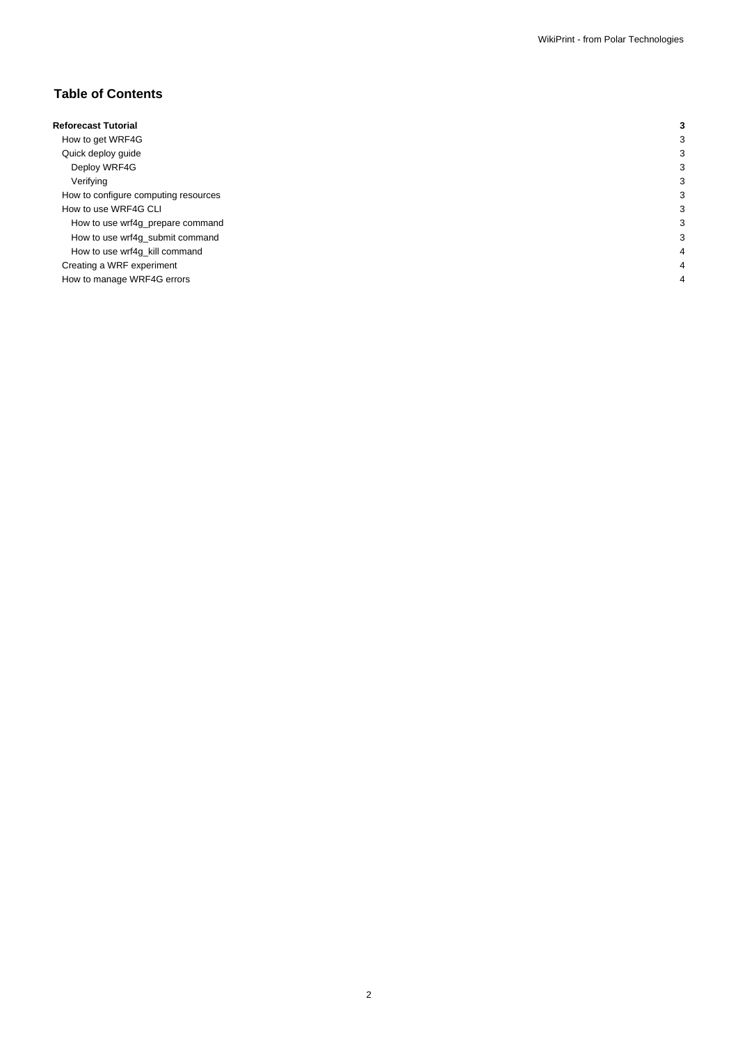# Table of Contents

| | |
|---|---|
| **Reforecast Tutorial** | **3** |
| How to get WRF4G | 3 |
| Quick deploy guide | 3 |
| Deploy WRF4G | 3 |
| Verifying | 3 |
| How to configure computing resources | 3 |
| How to use WRF4G CLI | 3 |
| How to use wrf4g_prepare command | 3 |
| How to use wrf4g_submit command | 3 |
| How to use wrf4g_kill command | 4 |
| Creating a WRF experiment | 4 |
| How to manage WRF4G errors | 4 |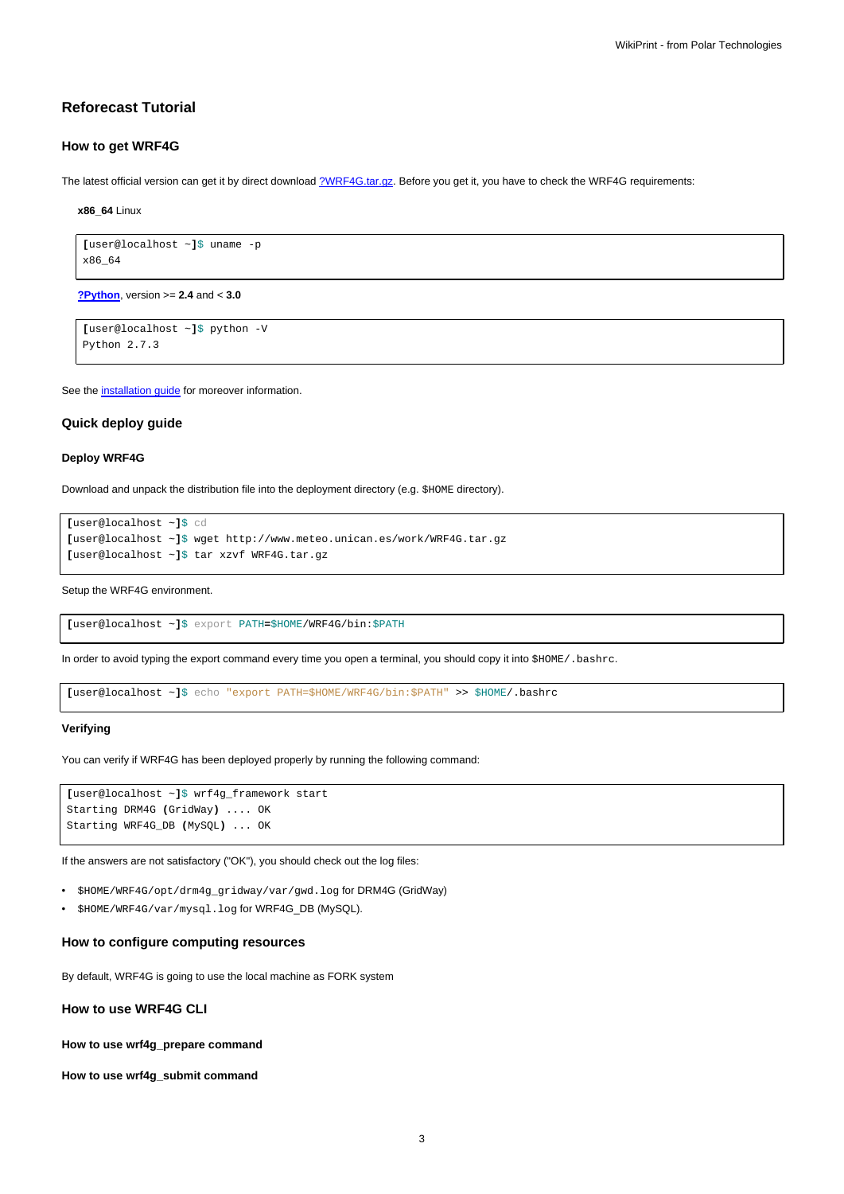## Reforecast Tutorial

### How to get WRF4G

The latest official version can get it by direct download [?WRF4G.tar.gz](). Before you get it, you have to check the WRF4G requirements:

**x86_64** Linux

```
[user@localhost ~]$ uname -p
x86_64
```

**[?Python]()**, version >= **2.4** and < **3.0**

```
[user@localhost ~]$ python -V
Python 2.7.3
```

See the [installation guide]() for moreover information.

### Quick deploy guide

#### Deploy WRF4G

Download and unpack the distribution file into the deployment directory (e.g. `$HOME` directory).

```
[user@localhost ~]$ cd
[user@localhost ~]$ wget http://www.meteo.unican.es/work/WRF4G.tar.gz
[user@localhost ~]$ tar xzvf WRF4G.tar.gz
```

Setup the WRF4G environment.

```
[user@localhost ~]$ export PATH=$HOME/WRF4G/bin:$PATH
```

In order to avoid typing the export command every time you open a terminal, you should copy it into `$HOME/.bashrc`.

```
[user@localhost ~]$ echo "export PATH=$HOME/WRF4G/bin:$PATH" >> $HOME/.bashrc
```

#### Verifying

You can verify if WRF4G has been deployed properly by running the following command:

```
[user@localhost ~]$ wrf4g_framework start
Starting DRM4G (GridWay) .... OK
Starting WRF4G_DB (MySQL) ... OK
```

If the answers are not satisfactory ("OK"), you should check out the log files:

- `$HOME/WRF4G/opt/drm4g_gridway/var/gwd.log` for DRM4G (GridWay)
- `$HOME/WRF4G/var/mysql.log` for WRF4G_DB (MySQL).

### How to configure computing resources

By default, WRF4G is going to use the local machine as FORK system

### How to use WRF4G CLI

#### How to use wrf4g_prepare command

#### How to use wrf4g_submit command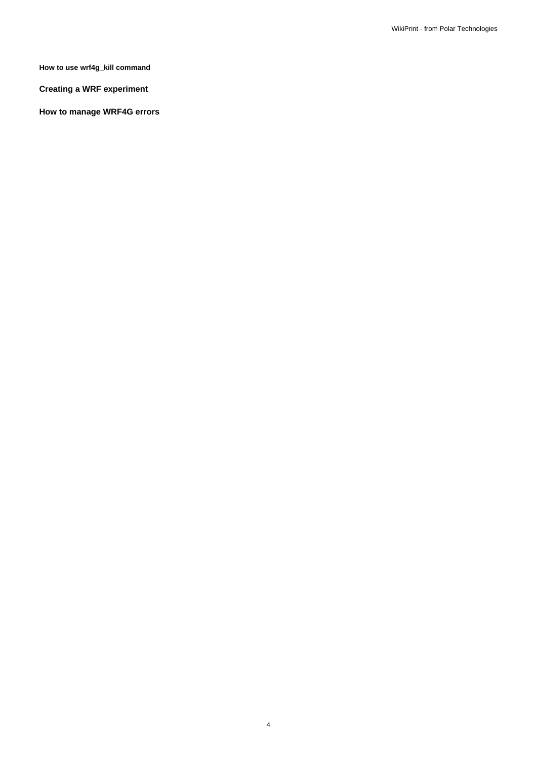#### How to use wrf4g_kill command

### Creating a WRF experiment

### How to manage WRF4G errors